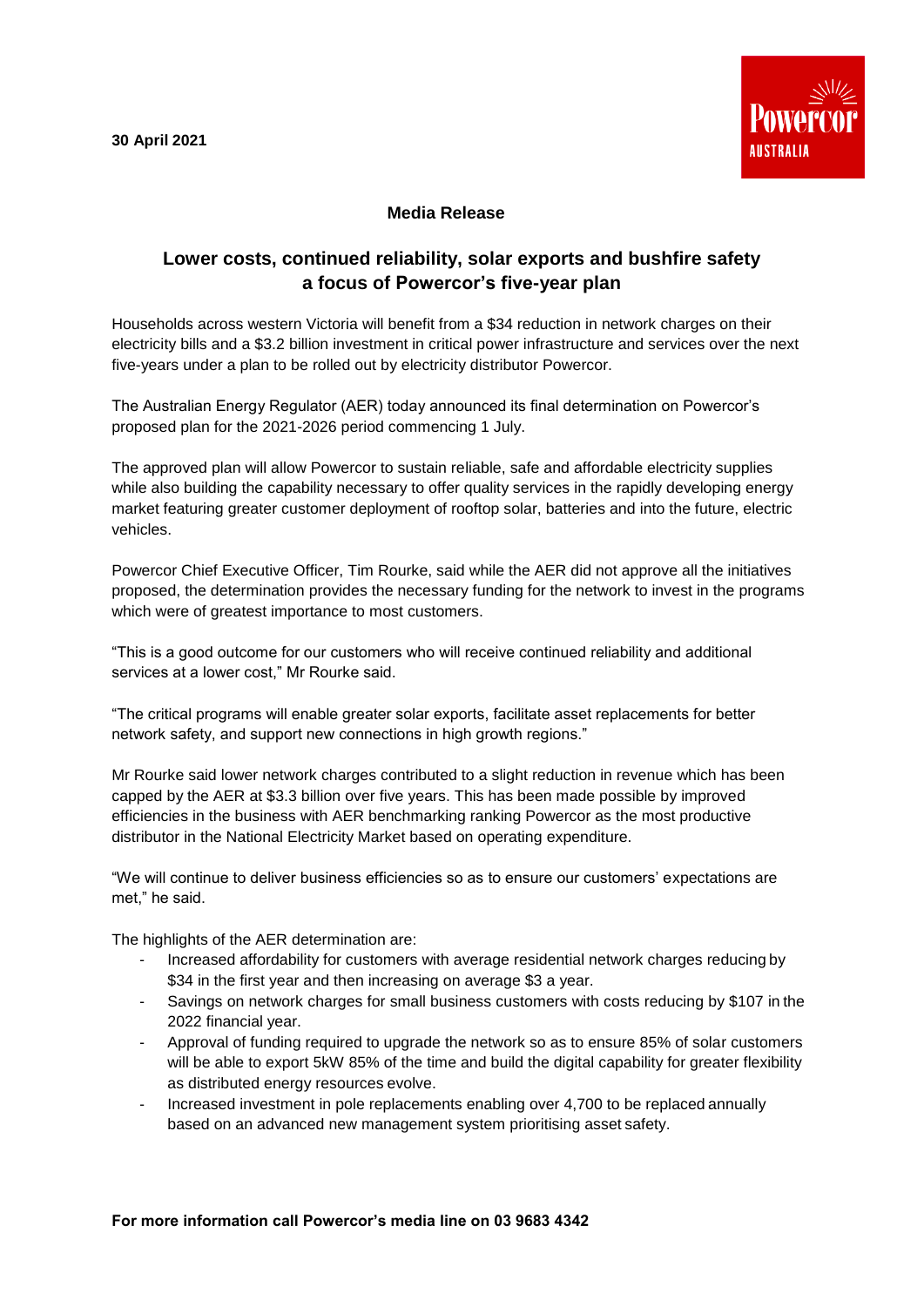**30 April 2021**

Powercor AUSTRALIA

**Media Release**

## Lower costs, continued reliability, solar exports and bushfire safety a focus of Powercor's five-year plan

Households across western Victoria will benefit from a $34 reduction in network charges on their electricity bills and a $3.2 billion investment in critical power infrastructure and services over the next five-years under a plan to be rolled out by electricity distributor Powercor.

The Australian Energy Regulator (AER) today announced its final determination on Powercor's proposed plan for the 2021-2026 period commencing 1 July.

The approved plan will allow Powercor to sustain reliable, safe and affordable electricity supplies while also building the capability necessary to offer quality services in the rapidly developing energy market featuring greater customer deployment of rooftop solar, batteries and into the future, electric vehicles.

Powercor Chief Executive Officer, Tim Rourke, said while the AER did not approve all the initiatives proposed, the determination provides the necessary funding for the network to invest in the programs which were of greatest importance to most customers.

"This is a good outcome for our customers who will receive continued reliability and additional services at a lower cost," Mr Rourke said.

"The critical programs will enable greater solar exports, facilitate asset replacements for better network safety, and support new connections in high growth regions."

Mr Rourke said lower network charges contributed to a slight reduction in revenue which has been capped by the AER at $3.3 billion over five years. This has been made possible by improved efficiencies in the business with AER benchmarking ranking Powercor as the most productive distributor in the National Electricity Market based on operating expenditure.

"We will continue to deliver business efficiencies so as to ensure our customers' expectations are met," he said.

The highlights of the AER determination are:

- Increased affordability for customers with average residential network charges reducing by $34 in the first year and then increasing on average $3 a year.
- Savings on network charges for small business customers with costs reducing by $107 in the 2022 financial year.
- Approval of funding required to upgrade the network so as to ensure 85% of solar customers will be able to export 5kW 85% of the time and build the digital capability for greater flexibility as distributed energy resources evolve.
- Increased investment in pole replacements enabling over 4,700 to be replaced annually based on an advanced new management system prioritising asset safety.

**For more information call Powercor's media line on 03 9683 4342**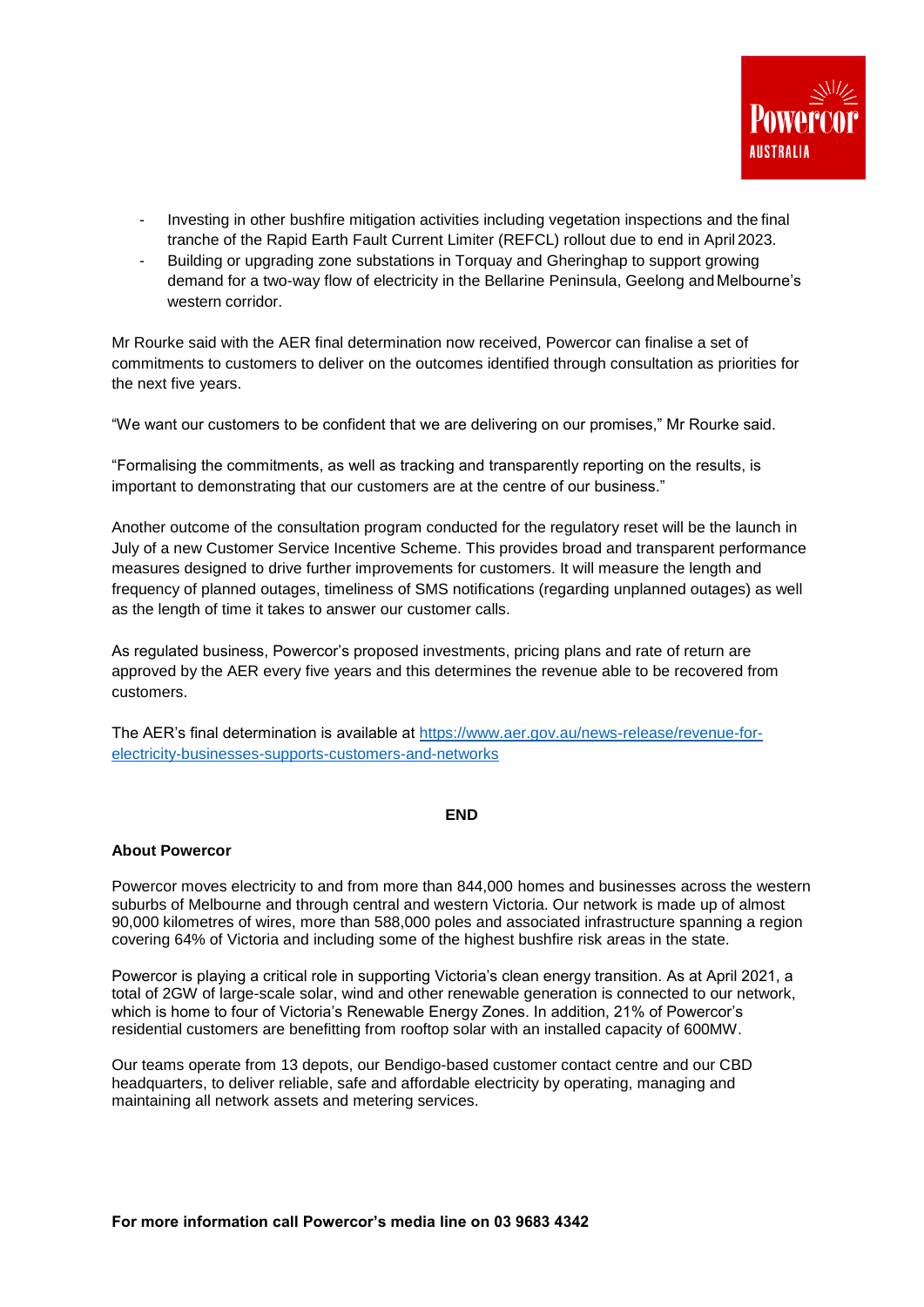- Investing in other bushfire mitigation activities including vegetation inspections and the final tranche of the Rapid Earth Fault Current Limiter (REFCL) rollout due to end in April 2023.
- Building or upgrading zone substations in Torquay and Gheringhap to support growing demand for a two-way flow of electricity in the Bellarine Peninsula, Geelong and Melbourne's western corridor.

Mr Rourke said with the AER final determination now received, Powercor can finalise a set of commitments to customers to deliver on the outcomes identified through consultation as priorities for the next five years.

"We want our customers to be confident that we are delivering on our promises," Mr Rourke said.

"Formalising the commitments, as well as tracking and transparently reporting on the results, is important to demonstrating that our customers are at the centre of our business."

Another outcome of the consultation program conducted for the regulatory reset will be the launch in July of a new Customer Service Incentive Scheme. This provides broad and transparent performance measures designed to drive further improvements for customers. It will measure the length and frequency of planned outages, timeliness of SMS notifications (regarding unplanned outages) as well as the length of time it takes to answer our customer calls.

As regulated business, Powercor's proposed investments, pricing plans and rate of return are approved by the AER every five years and this determines the revenue able to be recovered from customers.

The AER's final determination is available at [https://www.aer.gov.au/news-release/revenue-for-electricity-businesses-supports-customers-and-networks](https://www.aer.gov.au/news-release/revenue-for-electricity-businesses-supports-customers-and-networks)

**END**

**About Powercor**

Powercor moves electricity to and from more than 844,000 homes and businesses across the western suburbs of Melbourne and through central and western Victoria. Our network is made up of almost 90,000 kilometres of wires, more than 588,000 poles and associated infrastructure spanning a region covering 64% of Victoria and including some of the highest bushfire risk areas in the state.

Powercor is playing a critical role in supporting Victoria's clean energy transition. As at April 2021, a total of 2GW of large-scale solar, wind and other renewable generation is connected to our network, which is home to four of Victoria's Renewable Energy Zones. In addition, 21% of Powercor's residential customers are benefitting from rooftop solar with an installed capacity of 600MW.

Our teams operate from 13 depots, our Bendigo-based customer contact centre and our CBD headquarters, to deliver reliable, safe and affordable electricity by operating, managing and maintaining all network assets and metering services.

**For more information call Powercor's media line on 03 9683 4342**